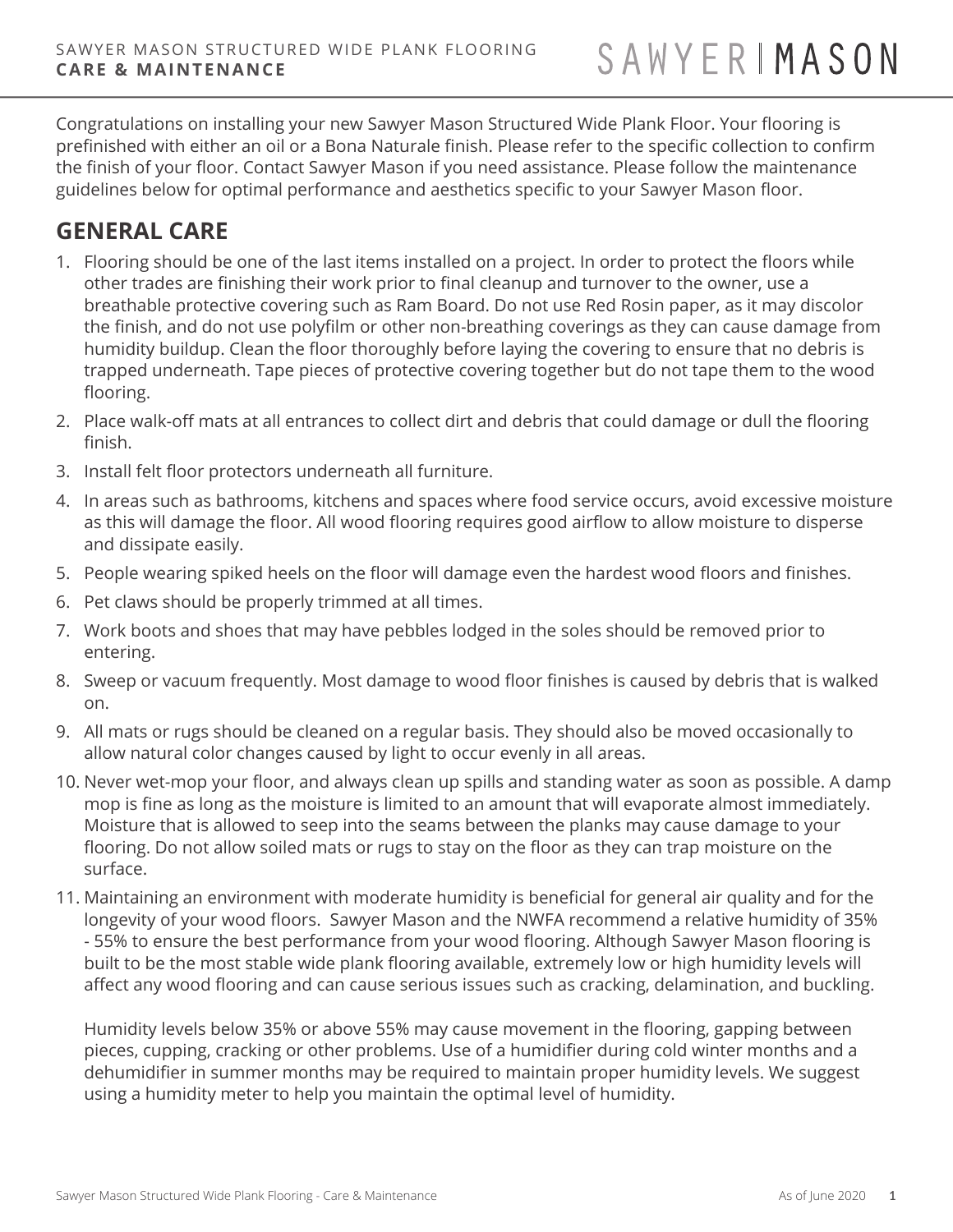SAWYER MASON STRUCTURED WIDE PLANK FLOORING
**CARE & MAINTENANCE**

Congratulations on installing your new Sawyer Mason Structured Wide Plank Floor. Your flooring is prefinished with either an oil or a Bona Naturale finish. Please refer to the specific collection to confirm the finish of your floor. Contact Sawyer Mason if you need assistance. Please follow the maintenance guidelines below for optimal performance and aesthetics specific to your Sawyer Mason floor.

## GENERAL CARE

1. Flooring should be one of the last items installed on a project. In order to protect the floors while other trades are finishing their work prior to final cleanup and turnover to the owner, use a breathable protective covering such as Ram Board. Do not use Red Rosin paper, as it may discolor the finish, and do not use polyfilm or other non-breathing coverings as they can cause damage from humidity buildup. Clean the floor thoroughly before laying the covering to ensure that no debris is trapped underneath. Tape pieces of protective covering together but do not tape them to the wood flooring.
2. Place walk-off mats at all entrances to collect dirt and debris that could damage or dull the flooring finish.
3. Install felt floor protectors underneath all furniture.
4. In areas such as bathrooms, kitchens and spaces where food service occurs, avoid excessive moisture as this will damage the floor. All wood flooring requires good airflow to allow moisture to disperse and dissipate easily.
5. People wearing spiked heels on the floor will damage even the hardest wood floors and finishes.
6. Pet claws should be properly trimmed at all times.
7. Work boots and shoes that may have pebbles lodged in the soles should be removed prior to entering.
8. Sweep or vacuum frequently. Most damage to wood floor finishes is caused by debris that is walked on.
9. All mats or rugs should be cleaned on a regular basis. They should also be moved occasionally to allow natural color changes caused by light to occur evenly in all areas.
10. Never wet-mop your floor, and always clean up spills and standing water as soon as possible. A damp mop is fine as long as the moisture is limited to an amount that will evaporate almost immediately. Moisture that is allowed to seep into the seams between the planks may cause damage to your flooring. Do not allow soiled mats or rugs to stay on the floor as they can trap moisture on the surface.
11. Maintaining an environment with moderate humidity is beneficial for general air quality and for the longevity of your wood floors. Sawyer Mason and the NWFA recommend a relative humidity of 35% - 55% to ensure the best performance from your wood flooring. Although Sawyer Mason flooring is built to be the most stable wide plank flooring available, extremely low or high humidity levels will affect any wood flooring and can cause serious issues such as cracking, delamination, and buckling.

    Humidity levels below 35% or above 55% may cause movement in the flooring, gapping between pieces, cupping, cracking or other problems. Use of a humidifier during cold winter months and a dehumidifier in summer months may be required to maintain proper humidity levels. We suggest using a humidity meter to help you maintain the optimal level of humidity.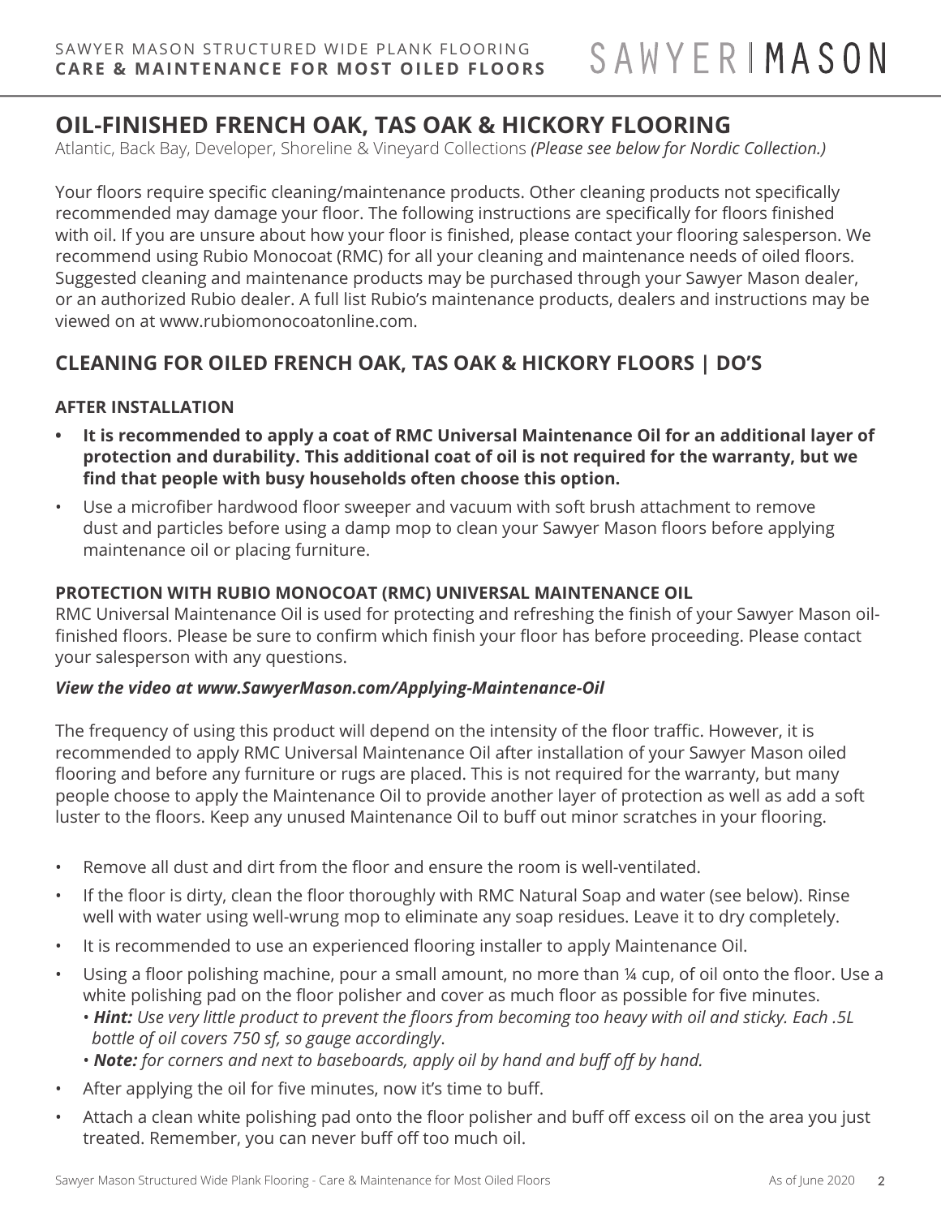# OIL-FINISHED FRENCH OAK, TAS OAK & HICKORY FLOORING

Atlantic, Back Bay, Developer, Shoreline & Vineyard Collections *(Please see below for Nordic Collection.)*

Your floors require specific cleaning/maintenance products. Other cleaning products not specifically recommended may damage your floor. The following instructions are specifically for floors finished with oil. If you are unsure about how your floor is finished, please contact your flooring salesperson. We recommend using Rubio Monocoat (RMC) for all your cleaning and maintenance needs of oiled floors. Suggested cleaning and maintenance products may be purchased through your Sawyer Mason dealer, or an authorized Rubio dealer. A full list Rubio's maintenance products, dealers and instructions may be viewed on at www.rubiomonocoatonline.com.

## CLEANING FOR OILED FRENCH OAK, TAS OAK & HICKORY FLOORS | DO'S

### AFTER INSTALLATION

- **It is recommended to apply a coat of RMC Universal Maintenance Oil for an additional layer of protection and durability. This additional coat of oil is not required for the warranty, but we find that people with busy households often choose this option.**
- Use a microfiber hardwood floor sweeper and vacuum with soft brush attachment to remove dust and particles before using a damp mop to clean your Sawyer Mason floors before applying maintenance oil or placing furniture.

### PROTECTION WITH RUBIO MONOCOAT (RMC) UNIVERSAL MAINTENANCE OIL

RMC Universal Maintenance Oil is used for protecting and refreshing the finish of your Sawyer Mason oil-finished floors. Please be sure to confirm which finish your floor has before proceeding. Please contact your salesperson with any questions.

***View the video at www.SawyerMason.com/Applying-Maintenance-Oil***

The frequency of using this product will depend on the intensity of the floor traffic. However, it is recommended to apply RMC Universal Maintenance Oil after installation of your Sawyer Mason oiled flooring and before any furniture or rugs are placed. This is not required for the warranty, but many people choose to apply the Maintenance Oil to provide another layer of protection as well as add a soft luster to the floors. Keep any unused Maintenance Oil to buff out minor scratches in your flooring.

- Remove all dust and dirt from the floor and ensure the room is well-ventilated.
- If the floor is dirty, clean the floor thoroughly with RMC Natural Soap and water (see below). Rinse well with water using well-wrung mop to eliminate any soap residues. Leave it to dry completely.
- It is recommended to use an experienced flooring installer to apply Maintenance Oil.
- Using a floor polishing machine, pour a small amount, no more than ¼ cup, of oil onto the floor. Use a white polishing pad on the floor polisher and cover as much floor as possible for five minutes.
  - ***Hint:*** *Use very little product to prevent the floors from becoming too heavy with oil and sticky. Each .5L bottle of oil covers 750 sf, so gauge accordingly*.
  - ***Note:*** *for corners and next to baseboards, apply oil by hand and buff off by hand.*
- After applying the oil for five minutes, now it's time to buff.
- Attach a clean white polishing pad onto the floor polisher and buff off excess oil on the area you just treated. Remember, you can never buff off too much oil.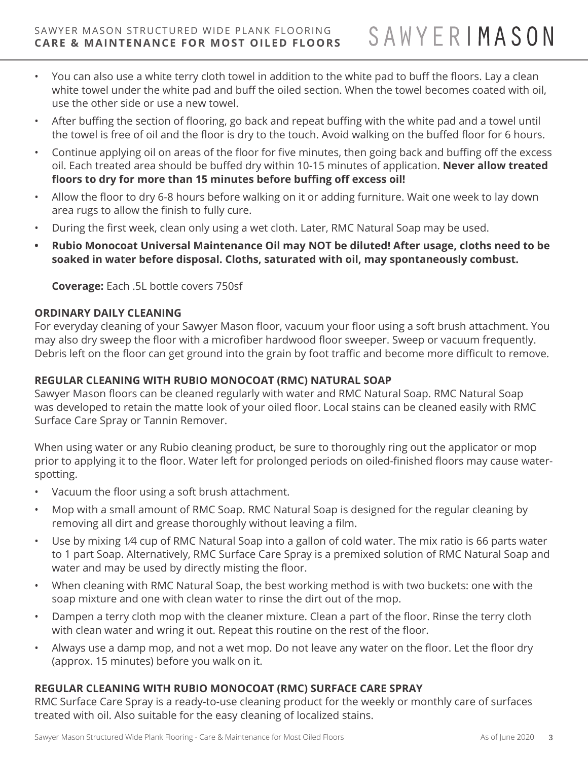- You can also use a white terry cloth towel in addition to the white pad to buff the floors. Lay a clean white towel under the white pad and buff the oiled section. When the towel becomes coated with oil, use the other side or use a new towel.
- After buffing the section of flooring, go back and repeat buffing with the white pad and a towel until the towel is free of oil and the floor is dry to the touch. Avoid walking on the buffed floor for 6 hours.
- Continue applying oil on areas of the floor for five minutes, then going back and buffing off the excess oil. Each treated area should be buffed dry within 10-15 minutes of application. **Never allow treated floors to dry for more than 15 minutes before buffing off excess oil!**
- Allow the floor to dry 6-8 hours before walking on it or adding furniture. Wait one week to lay down area rugs to allow the finish to fully cure.
- During the first week, clean only using a wet cloth. Later, RMC Natural Soap may be used.
- **Rubio Monocoat Universal Maintenance Oil may NOT be diluted! After usage, cloths need to be soaked in water before disposal. Cloths, saturated with oil, may spontaneously combust.**

**Coverage:** Each .5L bottle covers 750sf

### ORDINARY DAILY CLEANING

For everyday cleaning of your Sawyer Mason floor, vacuum your floor using a soft brush attachment. You may also dry sweep the floor with a microfiber hardwood floor sweeper. Sweep or vacuum frequently. Debris left on the floor can get ground into the grain by foot traffic and become more difficult to remove.

### REGULAR CLEANING WITH RUBIO MONOCOAT (RMC) NATURAL SOAP

Sawyer Mason floors can be cleaned regularly with water and RMC Natural Soap. RMC Natural Soap was developed to retain the matte look of your oiled floor. Local stains can be cleaned easily with RMC Surface Care Spray or Tannin Remover.

When using water or any Rubio cleaning product, be sure to thoroughly ring out the applicator or mop prior to applying it to the floor. Water left for prolonged periods on oiled-finished floors may cause water-spotting.

- Vacuum the floor using a soft brush attachment.
- Mop with a small amount of RMC Soap. RMC Natural Soap is designed for the regular cleaning by removing all dirt and grease thoroughly without leaving a film.
- Use by mixing 1⁄4 cup of RMC Natural Soap into a gallon of cold water. The mix ratio is 66 parts water to 1 part Soap. Alternatively, RMC Surface Care Spray is a premixed solution of RMC Natural Soap and water and may be used by directly misting the floor.
- When cleaning with RMC Natural Soap, the best working method is with two buckets: one with the soap mixture and one with clean water to rinse the dirt out of the mop.
- Dampen a terry cloth mop with the cleaner mixture. Clean a part of the floor. Rinse the terry cloth with clean water and wring it out. Repeat this routine on the rest of the floor.
- Always use a damp mop, and not a wet mop. Do not leave any water on the floor. Let the floor dry (approx. 15 minutes) before you walk on it.

### REGULAR CLEANING WITH RUBIO MONOCOAT (RMC) SURFACE CARE SPRAY

RMC Surface Care Spray is a ready-to-use cleaning product for the weekly or monthly care of surfaces treated with oil. Also suitable for the easy cleaning of localized stains.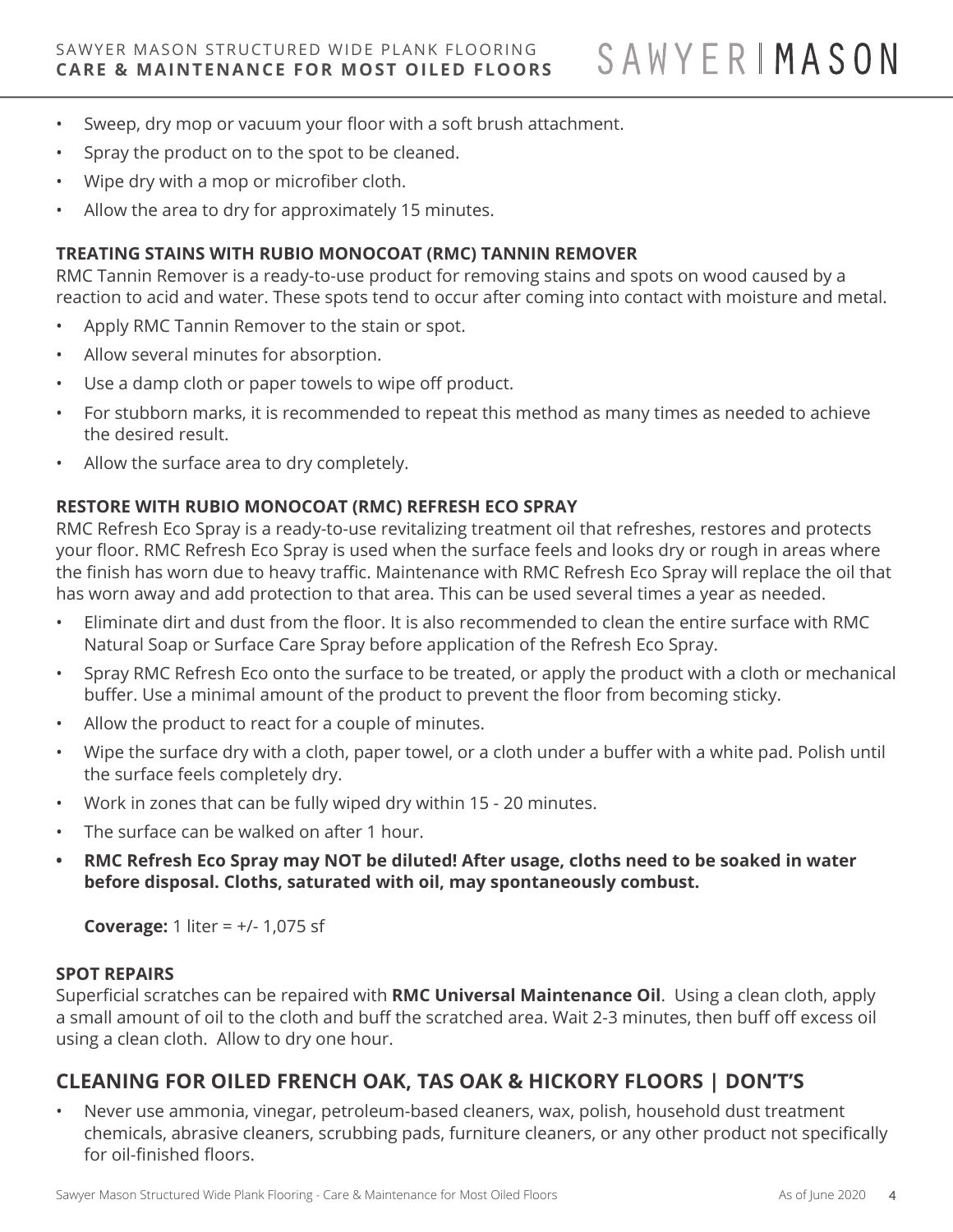- Sweep, dry mop or vacuum your floor with a soft brush attachment.
- Spray the product on to the spot to be cleaned.
- Wipe dry with a mop or microfiber cloth.
- Allow the area to dry for approximately 15 minutes.

**TREATING STAINS WITH RUBIO MONOCOAT (RMC) TANNIN REMOVER**

RMC Tannin Remover is a ready-to-use product for removing stains and spots on wood caused by a reaction to acid and water. These spots tend to occur after coming into contact with moisture and metal.

- Apply RMC Tannin Remover to the stain or spot.
- Allow several minutes for absorption.
- Use a damp cloth or paper towels to wipe off product.
- For stubborn marks, it is recommended to repeat this method as many times as needed to achieve the desired result.
- Allow the surface area to dry completely.

**RESTORE WITH RUBIO MONOCOAT (RMC) REFRESH ECO SPRAY**

RMC Refresh Eco Spray is a ready-to-use revitalizing treatment oil that refreshes, restores and protects your floor. RMC Refresh Eco Spray is used when the surface feels and looks dry or rough in areas where the finish has worn due to heavy traffic. Maintenance with RMC Refresh Eco Spray will replace the oil that has worn away and add protection to that area. This can be used several times a year as needed.

- Eliminate dirt and dust from the floor. It is also recommended to clean the entire surface with RMC Natural Soap or Surface Care Spray before application of the Refresh Eco Spray.
- Spray RMC Refresh Eco onto the surface to be treated, or apply the product with a cloth or mechanical buffer. Use a minimal amount of the product to prevent the floor from becoming sticky.
- Allow the product to react for a couple of minutes.
- Wipe the surface dry with a cloth, paper towel, or a cloth under a buffer with a white pad. Polish until the surface feels completely dry.
- Work in zones that can be fully wiped dry within 15 - 20 minutes.
- The surface can be walked on after 1 hour.
- **RMC Refresh Eco Spray may NOT be diluted! After usage, cloths need to be soaked in water before disposal. Cloths, saturated with oil, may spontaneously combust.**

**Coverage:** 1 liter = +/- 1,075 sf

**SPOT REPAIRS**

Superficial scratches can be repaired with **RMC Universal Maintenance Oil**. Using a clean cloth, apply a small amount of oil to the cloth and buff the scratched area. Wait 2-3 minutes, then buff off excess oil using a clean cloth. Allow to dry one hour.

## CLEANING FOR OILED FRENCH OAK, TAS OAK & HICKORY FLOORS | DON'T'S

- Never use ammonia, vinegar, petroleum-based cleaners, wax, polish, household dust treatment chemicals, abrasive cleaners, scrubbing pads, furniture cleaners, or any other product not specifically for oil-finished floors.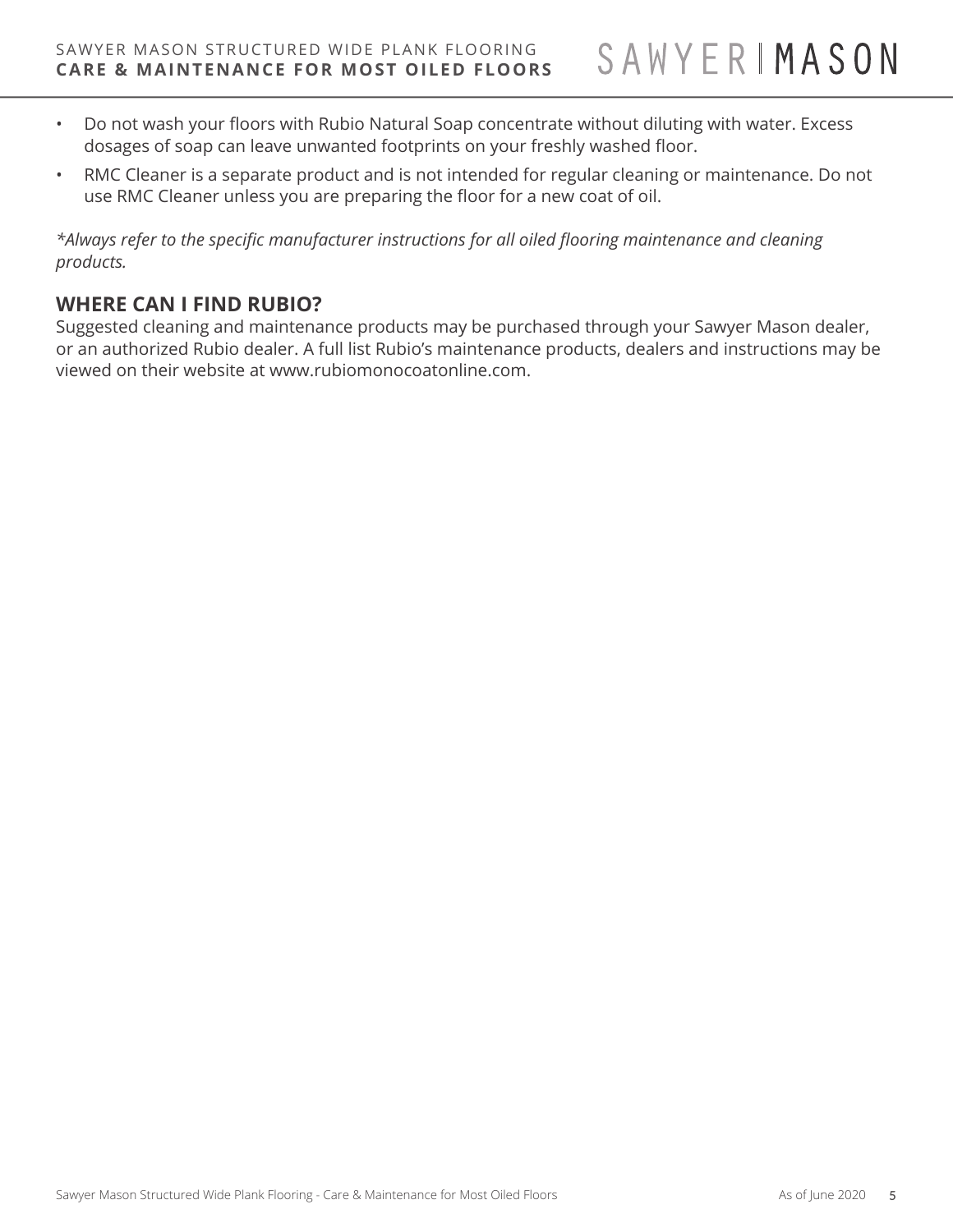- Do not wash your floors with Rubio Natural Soap concentrate without diluting with water. Excess dosages of soap can leave unwanted footprints on your freshly washed floor.
- RMC Cleaner is a separate product and is not intended for regular cleaning or maintenance. Do not use RMC Cleaner unless you are preparing the floor for a new coat of oil.

*\*Always refer to the specific manufacturer instructions for all oiled flooring maintenance and cleaning products.*

## WHERE CAN I FIND RUBIO?

Suggested cleaning and maintenance products may be purchased through your Sawyer Mason dealer, or an authorized Rubio dealer. A full list Rubio's maintenance products, dealers and instructions may be viewed on their website at www.rubiomonocoatonline.com.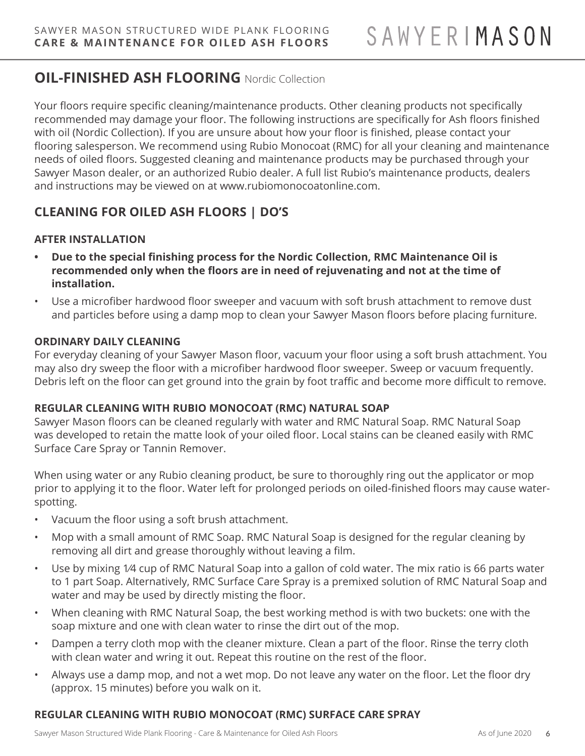## OIL-FINISHED ASH FLOORING Nordic Collection

Your floors require specific cleaning/maintenance products. Other cleaning products not specifically recommended may damage your floor. The following instructions are specifically for Ash floors finished with oil (Nordic Collection). If you are unsure about how your floor is finished, please contact your flooring salesperson. We recommend using Rubio Monocoat (RMC) for all your cleaning and maintenance needs of oiled floors. Suggested cleaning and maintenance products may be purchased through your Sawyer Mason dealer, or an authorized Rubio dealer. A full list Rubio's maintenance products, dealers and instructions may be viewed on at www.rubiomonocoatonline.com.

## CLEANING FOR OILED ASH FLOORS | DO'S

### AFTER INSTALLATION

- **Due to the special finishing process for the Nordic Collection, RMC Maintenance Oil is recommended only when the floors are in need of rejuvenating and not at the time of installation.**
- Use a microfiber hardwood floor sweeper and vacuum with soft brush attachment to remove dust and particles before using a damp mop to clean your Sawyer Mason floors before placing furniture.

### ORDINARY DAILY CLEANING

For everyday cleaning of your Sawyer Mason floor, vacuum your floor using a soft brush attachment. You may also dry sweep the floor with a microfiber hardwood sweeper. Sweep or vacuum frequently. Debris left on the floor can get ground into the grain by foot traffic and become more difficult to remove.

### REGULAR CLEANING WITH RUBIO MONOCOAT (RMC) NATURAL SOAP

Sawyer Mason floors can be cleaned regularly with water and RMC Natural Soap. RMC Natural Soap was developed to retain the matte look of your oiled floor. Local stains can be cleaned easily with RMC Surface Care Spray or Tannin Remover.

When using water or any Rubio cleaning product, be sure to thoroughly ring out the applicator or mop prior to applying it to the floor. Water left for prolonged periods on oiled-finished floors may cause water-spotting.

- Vacuum the floor using a soft brush attachment.
- Mop with a small amount of RMC Soap. RMC Natural Soap is designed for the regular cleaning by removing all dirt and grease thoroughly without leaving a film.
- Use by mixing 1⁄4 cup of RMC Natural Soap into a gallon of cold water. The mix ratio is 66 parts water to 1 part Soap. Alternatively, RMC Surface Care Spray is a premixed solution of RMC Natural Soap and water and may be used by directly misting the floor.
- When cleaning with RMC Natural Soap, the best working method is with two buckets: one with the soap mixture and one with clean water to rinse the dirt out of the mop.
- Dampen a terry cloth mop with the cleaner mixture. Clean a part of the floor. Rinse the terry cloth with clean water and wring it out. Repeat this routine on the rest of the floor.
- Always use a damp mop, and not a wet mop. Do not leave any water on the floor. Let the floor dry (approx. 15 minutes) before you walk on it.

### REGULAR CLEANING WITH RUBIO MONOCOAT (RMC) SURFACE CARE SPRAY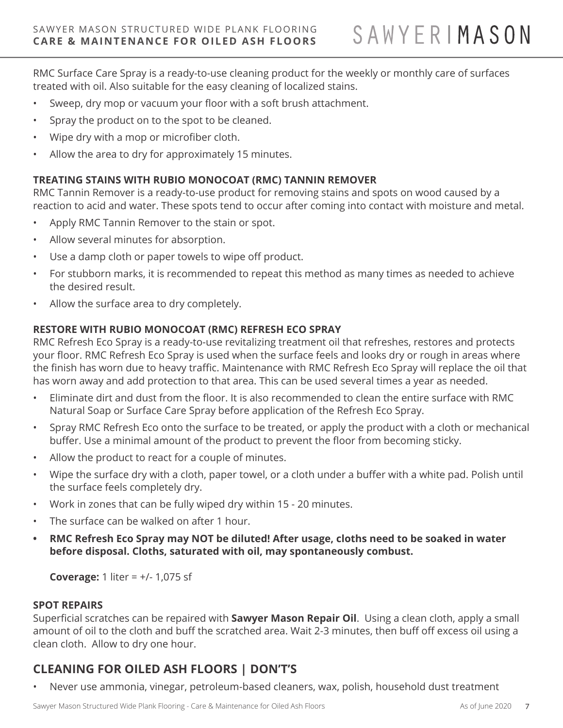RMC Surface Care Spray is a ready-to-use cleaning product for the weekly or monthly care of surfaces treated with oil. Also suitable for the easy cleaning of localized stains.

- Sweep, dry mop or vacuum your floor with a soft brush attachment.
- Spray the product on to the spot to be cleaned.
- Wipe dry with a mop or microfiber cloth.
- Allow the area to dry for approximately 15 minutes.

**TREATING STAINS WITH RUBIO MONOCOAT (RMC) TANNIN REMOVER**

RMC Tannin Remover is a ready-to-use product for removing stains and spots on wood caused by a reaction to acid and water. These spots tend to occur after coming into contact with moisture and metal.

- Apply RMC Tannin Remover to the stain or spot.
- Allow several minutes for absorption.
- Use a damp cloth or paper towels to wipe off product.
- For stubborn marks, it is recommended to repeat this method as many times as needed to achieve the desired result.
- Allow the surface area to dry completely.

**RESTORE WITH RUBIO MONOCOAT (RMC) REFRESH ECO SPRAY**

RMC Refresh Eco Spray is a ready-to-use revitalizing treatment oil that refreshes, restores and protects your floor. RMC Refresh Eco Spray is used when the surface feels and looks dry or rough in areas where the finish has worn due to heavy traffic. Maintenance with RMC Refresh Eco Spray will replace the oil that has worn away and add protection to that area. This can be used several times a year as needed.

- Eliminate dirt and dust from the floor. It is also recommended to clean the entire surface with RMC Natural Soap or Surface Care Spray before application of the Refresh Eco Spray.
- Spray RMC Refresh Eco onto the surface to be treated, or apply the product with a cloth or mechanical buffer. Use a minimal amount of the product to prevent the floor from becoming sticky.
- Allow the product to react for a couple of minutes.
- Wipe the surface dry with a cloth, paper towel, or a cloth under a buffer with a white pad. Polish until the surface feels completely dry.
- Work in zones that can be fully wiped dry within 15 - 20 minutes.
- The surface can be walked on after 1 hour.
- **RMC Refresh Eco Spray may NOT be diluted! After usage, cloths need to be soaked in water before disposal. Cloths, saturated with oil, may spontaneously combust.**

**Coverage:** 1 liter = +/- 1,075 sf

**SPOT REPAIRS**

Superficial scratches can be repaired with **Sawyer Mason Repair Oil**. Using a clean cloth, apply a small amount of oil to the cloth and buff the scratched area. Wait 2-3 minutes, then buff off excess oil using a clean cloth. Allow to dry one hour.

## CLEANING FOR OILED ASH FLOORS | DON'T'S

- Never use ammonia, vinegar, petroleum-based cleaners, wax, polish, household dust treatment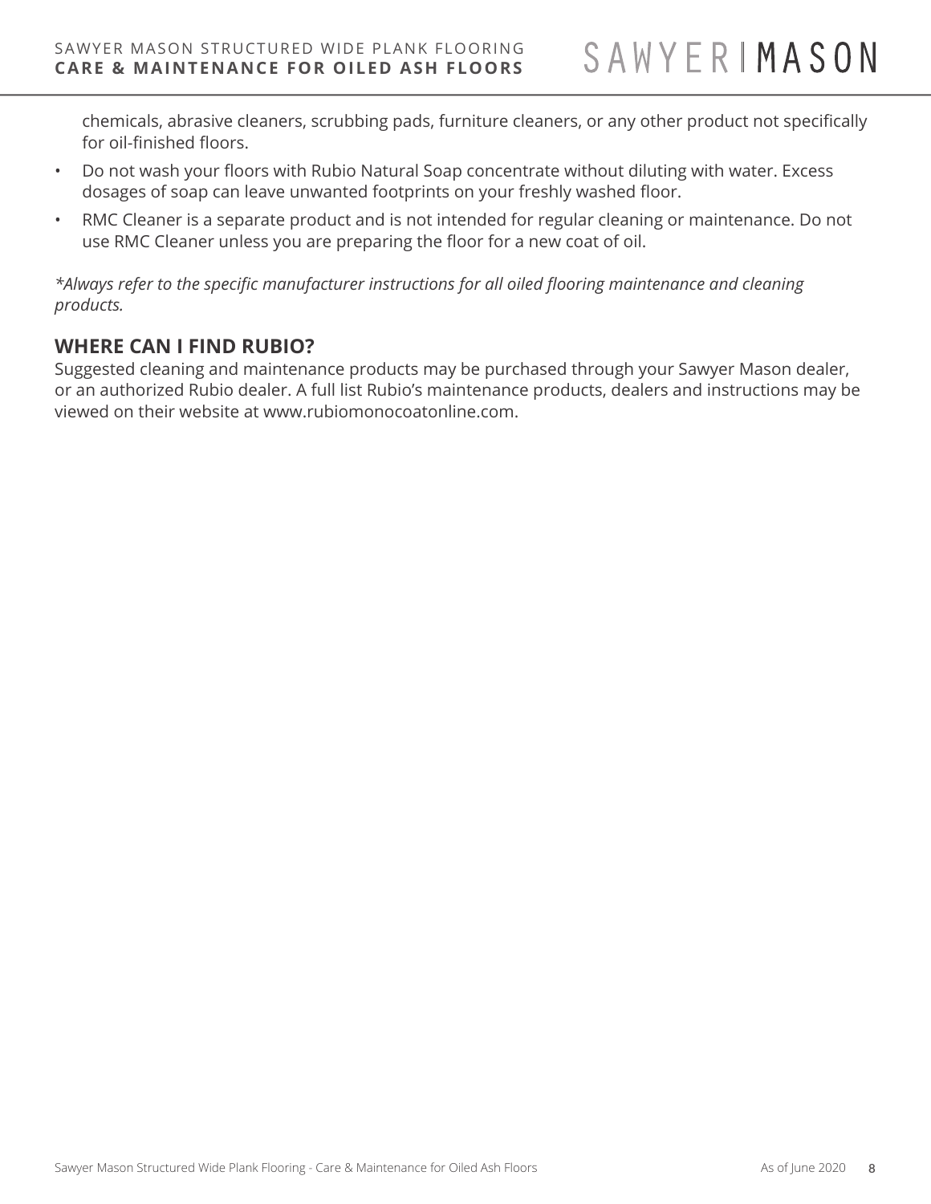chemicals, abrasive cleaners, scrubbing pads, furniture cleaners, or any other product not specifically for oil-finished floors.

- Do not wash your floors with Rubio Natural Soap concentrate without diluting with water. Excess dosages of soap can leave unwanted footprints on your freshly washed floor.
- RMC Cleaner is a separate product and is not intended for regular cleaning or maintenance. Do not use RMC Cleaner unless you are preparing the floor for a new coat of oil.

*\*Always refer to the specific manufacturer instructions for all oiled flooring maintenance and cleaning products.*

## WHERE CAN I FIND RUBIO?

Suggested cleaning and maintenance products may be purchased through your Sawyer Mason dealer, or an authorized Rubio dealer. A full list Rubio's maintenance products, dealers and instructions may be viewed on their website at www.rubiomonocoatonline.com.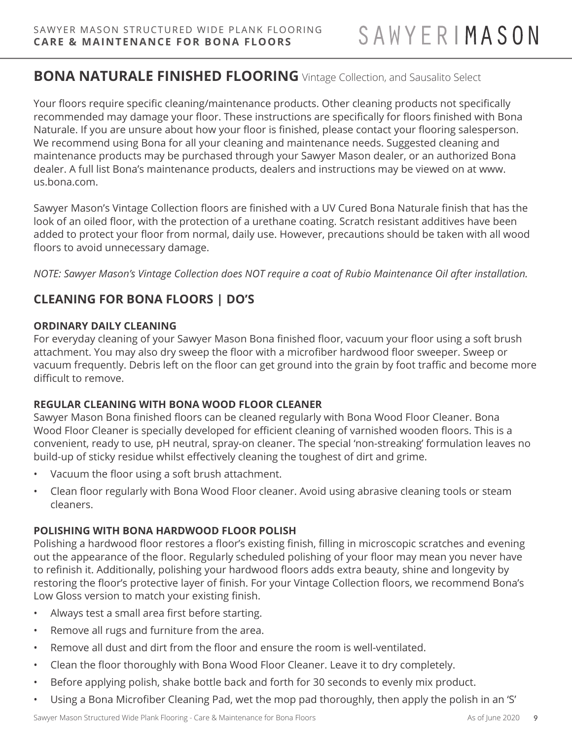## BONA NATURALE FINISHED FLOORING Vintage Collection, and Sausalito Select

Your floors require specific cleaning/maintenance products. Other cleaning products not specifically recommended may damage your floor. These instructions are specifically for floors finished with Bona Naturale. If you are unsure about how your floor is finished, please contact your flooring salesperson. We recommend using Bona for all your cleaning and maintenance needs. Suggested cleaning and maintenance products may be purchased through your Sawyer Mason dealer, or an authorized Bona dealer. A full list Bona's maintenance products, dealers and instructions may be viewed on at www. us.bona.com.

Sawyer Mason's Vintage Collection floors are finished with a UV Cured Bona Naturale finish that has the look of an oiled floor, with the protection of a urethane coating. Scratch resistant additives have been added to protect your floor from normal, daily use. However, precautions should be taken with all wood floors to avoid unnecessary damage.

*NOTE: Sawyer Mason's Vintage Collection does NOT require a coat of Rubio Maintenance Oil after installation.*

## CLEANING FOR BONA FLOORS | DO'S

### ORDINARY DAILY CLEANING

For everyday cleaning of your Sawyer Mason Bona finished floor, vacuum your floor using a soft brush attachment. You may also dry sweep the floor with a microfiber hardwood floor sweeper. Sweep or vacuum frequently. Debris left on the floor can get ground into the grain by foot traffic and become more difficult to remove.

### REGULAR CLEANING WITH BONA WOOD FLOOR CLEANER

Sawyer Mason Bona finished floors can be cleaned regularly with Bona Wood Floor Cleaner. Bona Wood Floor Cleaner is specially developed for efficient cleaning of varnished wooden floors. This is a convenient, ready to use, pH neutral, spray-on cleaner. The special 'non-streaking' formulation leaves no build-up of sticky residue whilst effectively cleaning the toughest of dirt and grime.

- Vacuum the floor using a soft brush attachment.
- Clean floor regularly with Bona Wood Floor cleaner. Avoid using abrasive cleaning tools or steam cleaners.

### POLISHING WITH BONA HARDWOOD FLOOR POLISH

Polishing a hardwood floor restores a floor's existing finish, filling in microscopic scratches and evening out the appearance of the floor. Regularly scheduled polishing of your floor may mean you never have to refinish it. Additionally, polishing your hardwood floors adds extra beauty, shine and longevity by restoring the floor's protective layer of finish. For your Vintage Collection floors, we recommend Bona's Low Gloss version to match your existing finish.

- Always test a small area first before starting.
- Remove all rugs and furniture from the area.
- Remove all dust and dirt from the floor and ensure the room is well-ventilated.
- Clean the floor thoroughly with Bona Wood Floor Cleaner. Leave it to dry completely.
- Before applying polish, shake bottle back and forth for 30 seconds to evenly mix product.
- Using a Bona Microfiber Cleaning Pad, wet the mop pad thoroughly, then apply the polish in an 'S'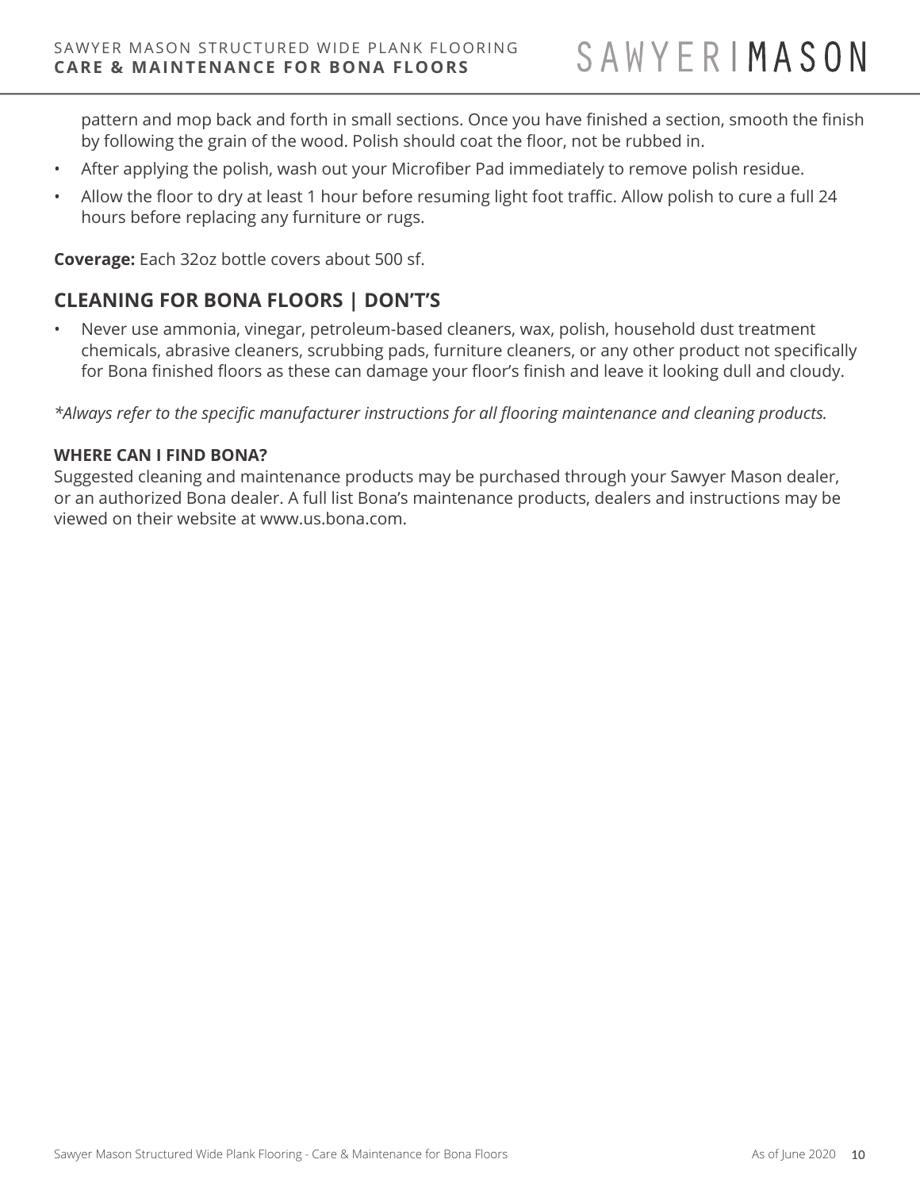pattern and mop back and forth in small sections. Once you have finished a section, smooth the finish by following the grain of the wood. Polish should coat the floor, not be rubbed in.

- After applying the polish, wash out your Microfiber Pad immediately to remove polish residue.
- Allow the floor to dry at least 1 hour before resuming light foot traffic. Allow polish to cure a full 24 hours before replacing any furniture or rugs.

**Coverage:** Each 32oz bottle covers about 500 sf.

## CLEANING FOR BONA FLOORS | DON'T'S

- Never use ammonia, vinegar, petroleum-based cleaners, wax, polish, household dust treatment chemicals, abrasive cleaners, scrubbing pads, furniture cleaners, or any other product not specifically for Bona finished floors as these can damage your floor's finish and leave it looking dull and cloudy.

*\*Always refer to the specific manufacturer instructions for all flooring maintenance and cleaning products.*

**WHERE CAN I FIND BONA?**

Suggested cleaning and maintenance products may be purchased through your Sawyer Mason dealer, or an authorized Bona dealer. A full list Bona's maintenance products, dealers and instructions may be viewed on their website at www.us.bona.com.